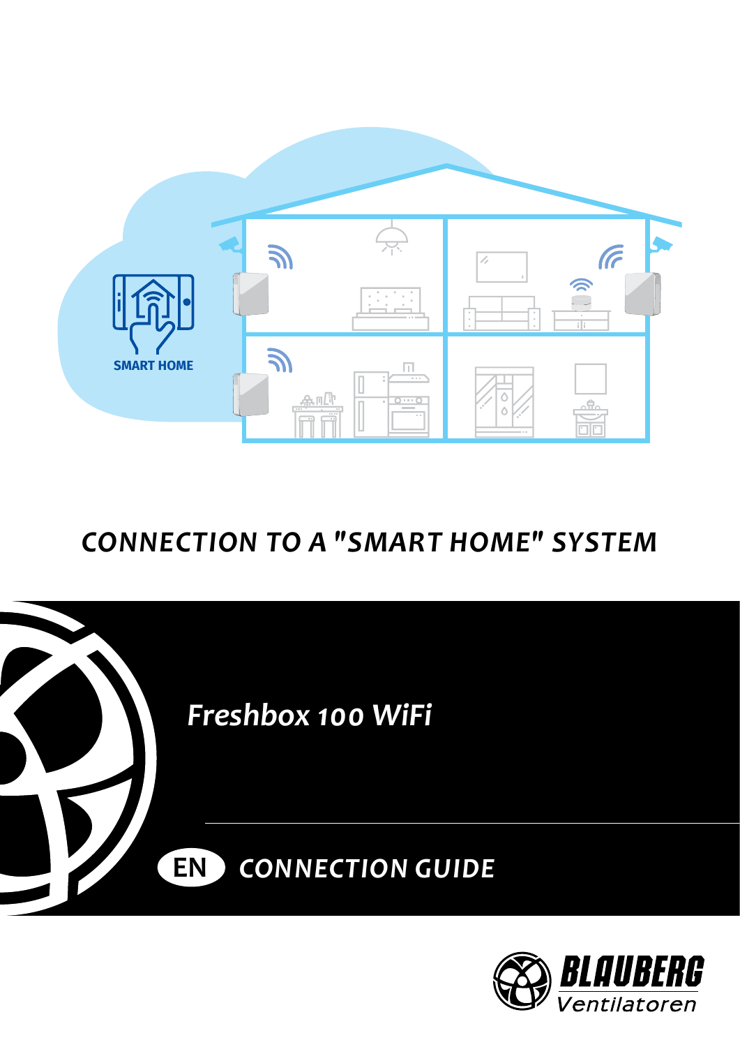SMART HOME

# CONNECTION TO A "SMART HOME" SYSTEM

## *Freshbox 100 WiFi*

EN **CONNECTION GUIDE**

BLAUBERG Ventilatoren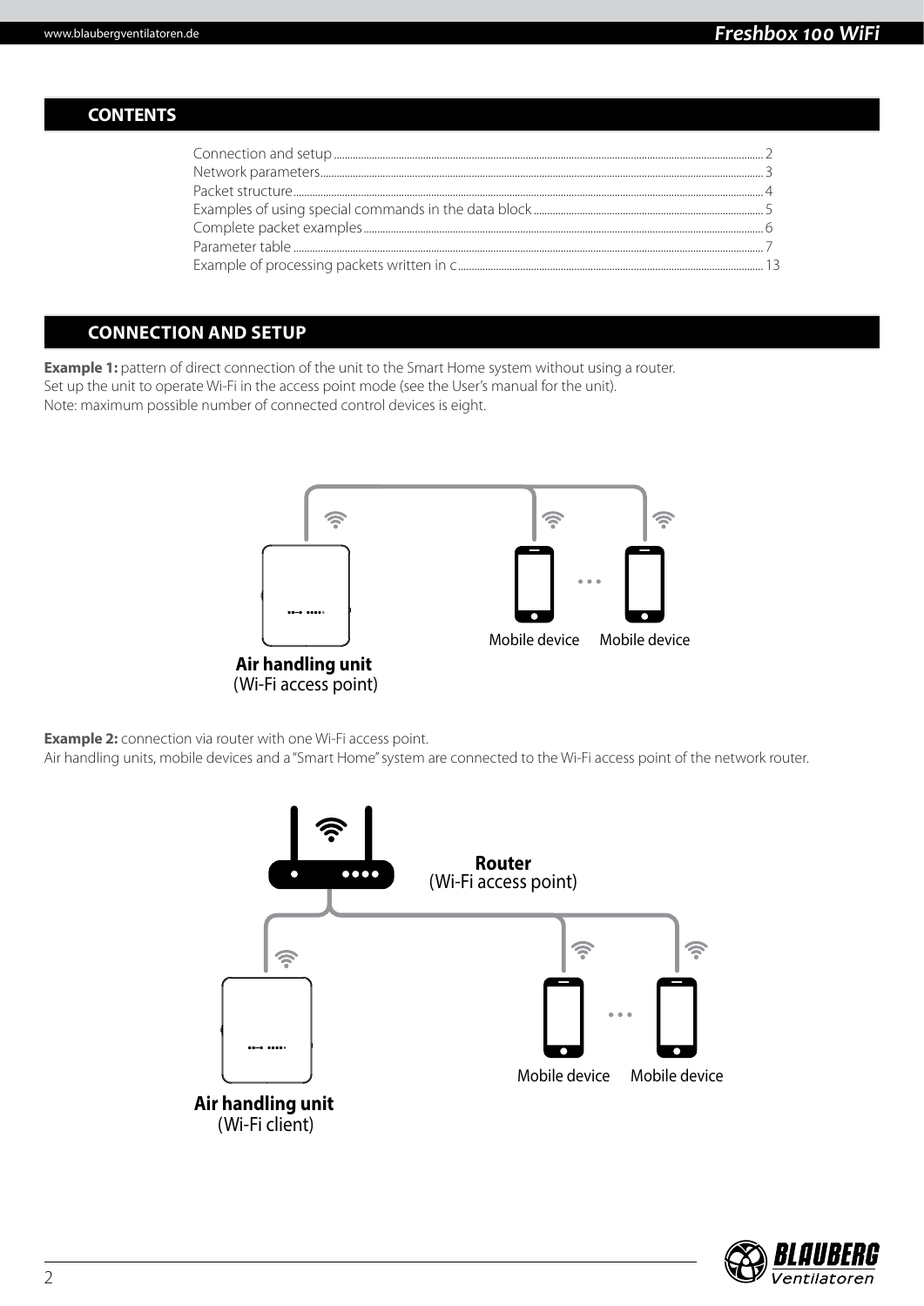## CONTENTS

Connection and setup ........ 2
Network parameters ........ 3
Packet structure ........ 4
Examples of using special commands in the data block ........ 5
Complete packet examples ........ 6
Parameter table ........ 7
Example of processing packets written in c ........ 13

## CONNECTION AND SETUP

**Example 1:** pattern of direct connection of the unit to the Smart Home system without using a router.
Set up the unit to operate Wi-Fi in the access point mode (see the User's manual for the unit).
Note: maximum possible number of connected control devices is eight.

Mobile device Mobile device

**Air handling unit**
(Wi-Fi access point)

**Example 2:** connection via router with one Wi-Fi access point.
Air handling units, mobile devices and a "Smart Home" system are connected to the Wi-Fi access point of the network router.

**Router**
(Wi-Fi access point)

Mobile device Mobile device

**Air handling unit**
(Wi-Fi client)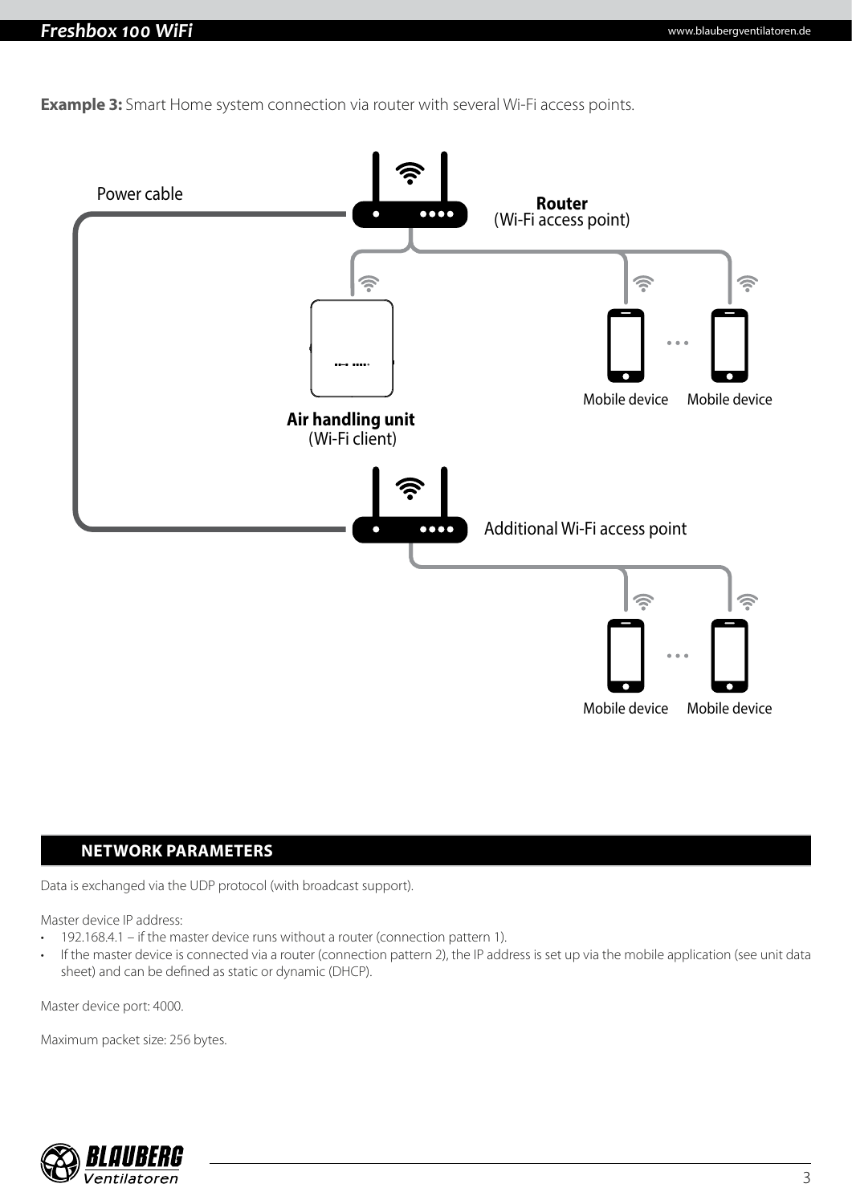**Example 3:** Smart Home system connection via router with several Wi-Fi access points.

Power cable

**Router**
(Wi-Fi access point)

**Air handling unit**
(Wi-Fi client)

Mobile device Mobile device

Additional Wi-Fi access point

Mobile device Mobile device

## NETWORK PARAMETERS

Data is exchanged via the UDP protocol (with broadcast support).

Master device IP address:

- 192.168.4.1 – if the master device runs without a router (connection pattern 1).
- If the master device is connected via a router (connection pattern 2), the IP address is set up via the mobile application (see unit data sheet) and can be defined as static or dynamic (DHCP).

Master device port: 4000.

Maximum packet size: 256 bytes.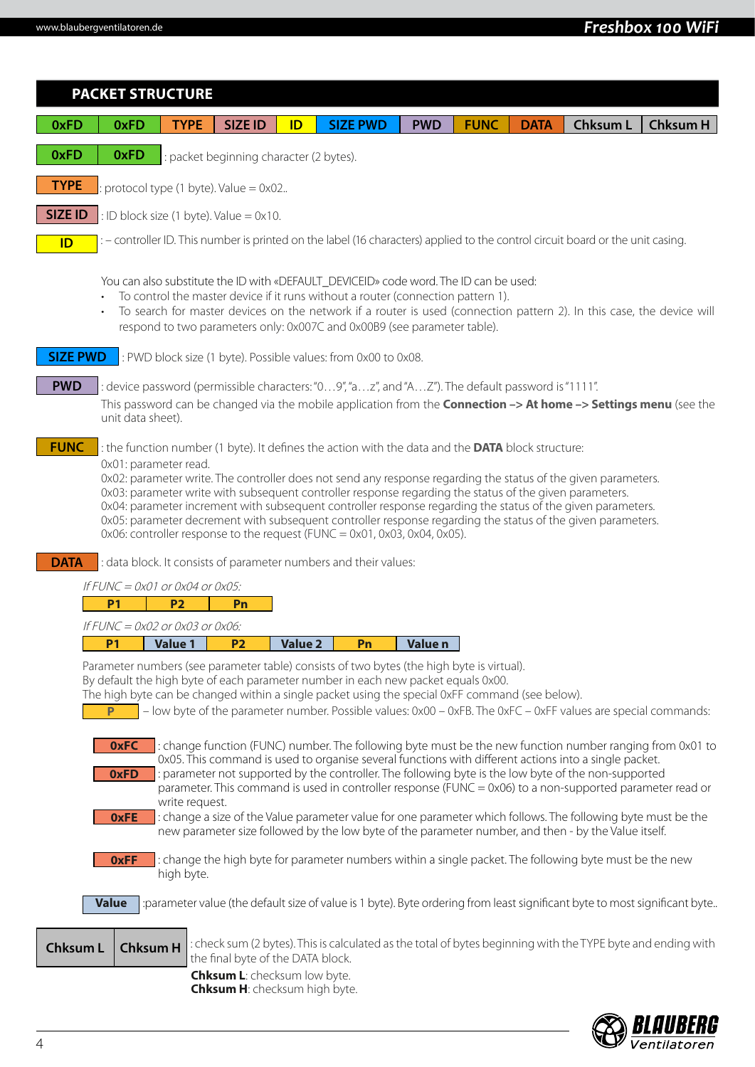## PACKET STRUCTURE

| 0xFD | 0xFD | TYPE | SIZE ID | ID | SIZE PWD | PWD | FUNC | DATA | Chksum L | Chksum H |
|---|---|---|---|---|---|---|---|---|---|---|

**0xFD 0xFD** : packet beginning character (2 bytes).

**TYPE** : protocol type (1 byte). Value = 0x02..

**SIZE ID** : ID block size (1 byte). Value = 0x10.

**ID** : – controller ID. This number is printed on the label (16 characters) applied to the control circuit board or the unit casing.

You can also substitute the ID with «DEFAULT_DEVICEID» code word. The ID can be used:

- To control the master device if it runs without a router (connection pattern 1).
- To search for master devices on the network if a router is used (connection pattern 2). In this case, the device will respond to two parameters only: 0x007C and 0x00B9 (see parameter table).

**SIZE PWD** : PWD block size (1 byte). Possible values: from 0x00 to 0x08.

**PWD** : device password (permissible characters: "0…9", "a…z", and "A…Z"). The default password is "1111".
This password can be changed via the mobile application from the **Connection –> At home –> Settings menu** (see the unit data sheet).

**FUNC** : the function number (1 byte). It defines the action with the data and the **DATA** block structure:
0x01: parameter read.
0x02: parameter write. The controller does not send any response regarding the status of the given parameters.
0x03: parameter write with subsequent controller response regarding the status of the given parameters.
0x04: parameter increment with subsequent controller response regarding the status of the given parameters.
0x05: parameter decrement with subsequent controller response regarding the status of the given parameters.
0x06: controller response to the request (FUNC = 0x01, 0x03, 0x04, 0x05).

**DATA** : data block. It consists of parameter numbers and their values:

*If FUNC = 0x01 or 0x04 or 0x05:*

| P1 | P2 | Pn |
|---|---|---|

*If FUNC = 0x02 or 0x03 or 0x06:*

| P1 | Value 1 | P2 | Value 2 | Pn | Value n |
|---|---|---|---|---|---|

Parameter numbers (see parameter table) consists of two bytes (the high byte is virtual).
By default the high byte of each parameter number in each new packet equals 0x00.
The high byte can be changed within a single packet using the special 0xFF command (see below).

**P** – low byte of the parameter number. Possible values: 0x00 – 0xFB. The 0xFC – 0xFF values are special commands:

**0xFC** : change function (FUNC) number. The following byte must be the new function number ranging from 0x01 to 0x05. This command is used to organise several functions with different actions into a single packet.

**0xFD** : parameter not supported by the controller. The following byte is the low byte of the non-supported parameter. This command is used in controller response (FUNC = 0x06) to a non-supported parameter read or write request.

**0xFE** : change a size of the Value parameter value for one parameter which follows. The following byte must be the new parameter size followed by the low byte of the parameter number, and then - by the Value itself.

**0xFF** : change the high byte for parameter numbers within a single packet. The following byte must be the new high byte.

**Value** :parameter value (the default size of value is 1 byte). Byte ordering from least significant byte to most significant byte..

**Chksum L Chksum H** : check sum (2 bytes). This is calculated as the total of bytes beginning with the TYPE byte and ending with the final byte of the DATA block.
**Chksum L**: checksum low byte.
**Chksum H**: checksum high byte.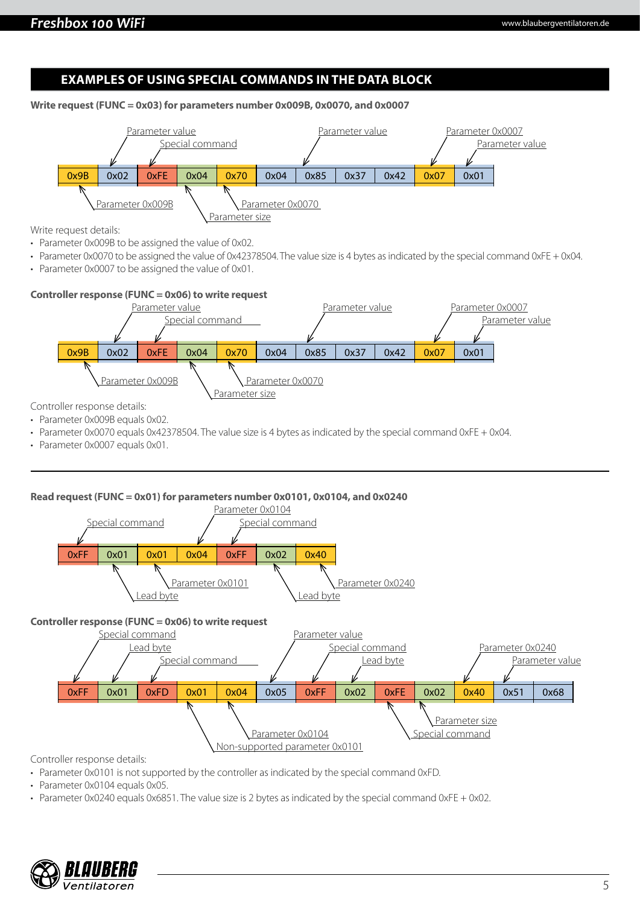## EXAMPLES OF USING SPECIAL COMMANDS IN THE DATA BLOCK

**Write request (FUNC = 0x03) for parameters number 0x009B, 0x0070, and 0x0007**

| 0x9B | 0x02 | 0xFE | 0x04 | 0x70 | 0x04 | 0x85 | 0x37 | 0x42 | 0x07 | 0x01 |
|---|---|---|---|---|---|---|---|---|---|---|
| Parameter 0x009B | Parameter value | Special command | Parameter size | Parameter 0x0070 | Parameter value | | | | Parameter 0x0007 | Parameter value |

Write request details:

- Parameter 0x009B to be assigned the value of 0x02.
- Parameter 0x0070 to be assigned the value of 0x42378504. The value size is 4 bytes as indicated by the special command 0xFE + 0x04.
- Parameter 0x0007 to be assigned the value of 0x01.

**Controller response (FUNC = 0x06) to write request**

| 0x9B | 0x02 | 0xFE | 0x04 | 0x70 | 0x04 | 0x85 | 0x37 | 0x42 | 0x07 | 0x01 |
|---|---|---|---|---|---|---|---|---|---|---|
| Parameter 0x009B | Parameter value | Special command | Parameter size | Parameter 0x0070 | Parameter value | | | | Parameter 0x0007 | Parameter value |

Controller response details:

- Parameter 0x009B equals 0x02.
- Parameter 0x0070 equals 0x42378504. The value size is 4 bytes as indicated by the special command 0xFE + 0x04.
- Parameter 0x0007 equals 0x01.

---

**Read request (FUNC = 0x01) for parameters number 0x0101, 0x0104, and 0x0240**

| 0xFF | 0x01 | 0x01 | 0x04 | 0xFF | 0x02 | 0x40 |
|---|---|---|---|---|---|---|
| Special command | Lead byte | Parameter 0x0101 | Parameter 0x0104 | Special command | Lead byte | Parameter 0x0240 |

**Controller response (FUNC = 0x06) to write request**

| 0xFF | 0x01 | 0xFD | 0x01 | 0x04 | 0x05 | 0xFF | 0x02 | 0xFE | 0x02 | 0x40 | 0x51 | 0x68 |
|---|---|---|---|---|---|---|---|---|---|---|---|---|
| Special command | Lead byte | Special command | Non-supported parameter 0x0101 | Parameter 0x0104 | Parameter value | Special command | Lead byte | Special command | Parameter size | Parameter 0x0240 | Parameter value | |

Controller response details:

- Parameter 0x0101 is not supported by the controller as indicated by the special command 0xFD.
- Parameter 0x0104 equals 0x05.
- Parameter 0x0240 equals 0x6851. The value size is 2 bytes as indicated by the special command 0xFE + 0x02.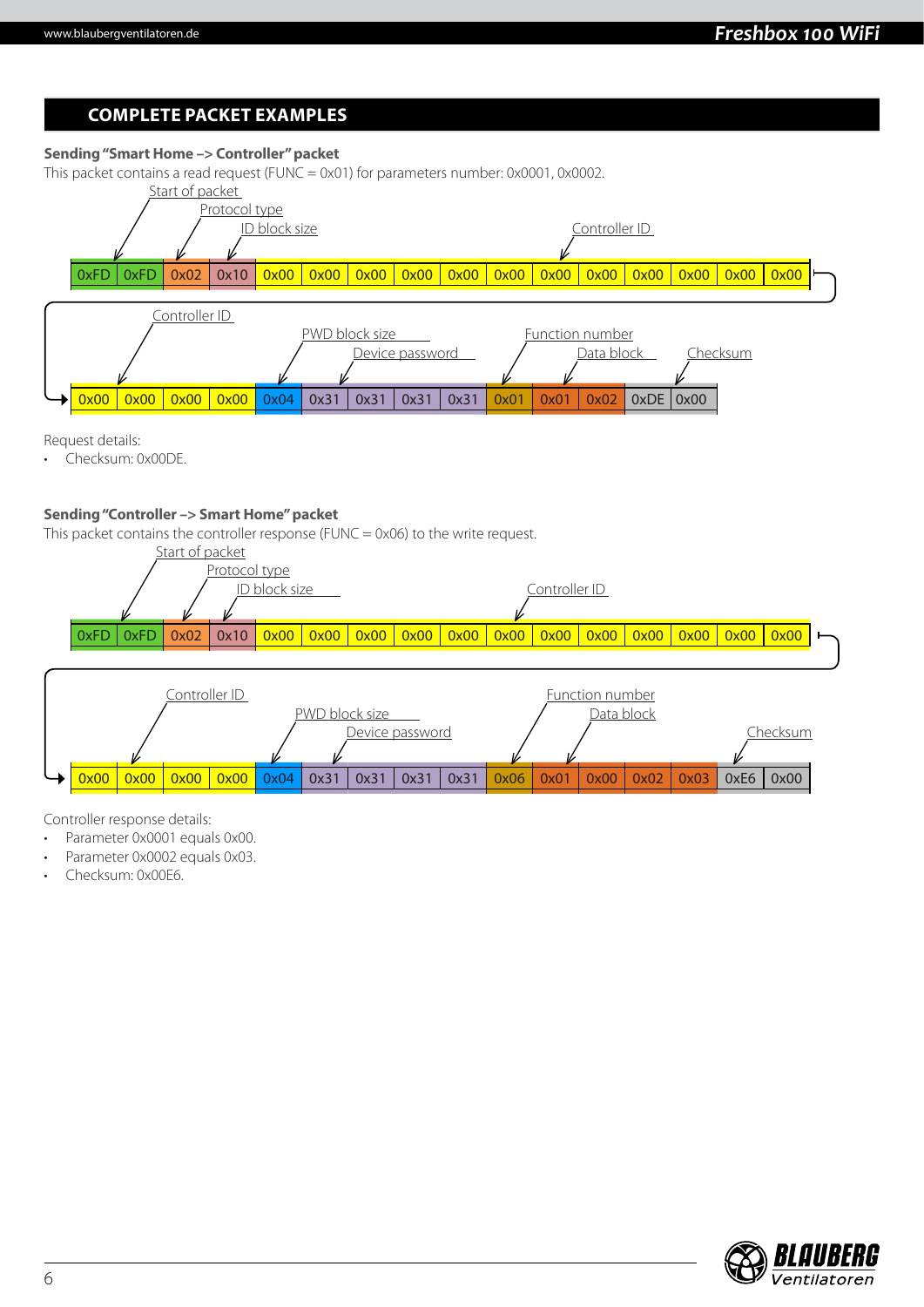## COMPLETE PACKET EXAMPLES

**Sending "Smart Home –> Controller" packet**

This packet contains a read request (FUNC = 0x01) for parameters number: 0x0001, 0x0002.

| Start of packet | | Protocol type | ID block size | Controller ID | | | | | | | | | | | | | | | |
|---|---|---|---|---|---|---|---|---|---|---|---|---|---|---|---|---|---|---|---|
| 0xFD | 0xFD | 0x02 | 0x10 | 0x00 | 0x00 | 0x00 | 0x00 | 0x00 | 0x00 | 0x00 | 0x00 | 0x00 | 0x00 | 0x00 | 0x00 | 0x00 | 0x00 | 0x00 | 0x00 |

| PWD block size | Device password | | | | Function number | Data block | | Checksum | |
|---|---|---|---|---|---|---|---|---|---|
| 0x04 | 0x31 | 0x31 | 0x31 | 0x31 | 0x01 | 0x01 | 0x02 | 0xDE | 0x00 |

Request details:

- Checksum: 0x00DE.

**Sending "Controller –> Smart Home" packet**

This packet contains the controller response (FUNC = 0x06) to the write request.

| Start of packet | | Protocol type | ID block size | Controller ID | | | | | | | | | | | | | | | |
|---|---|---|---|---|---|---|---|---|---|---|---|---|---|---|---|---|---|---|---|
| 0xFD | 0xFD | 0x02 | 0x10 | 0x00 | 0x00 | 0x00 | 0x00 | 0x00 | 0x00 | 0x00 | 0x00 | 0x00 | 0x00 | 0x00 | 0x00 | 0x00 | 0x00 | 0x00 | 0x00 |

| PWD block size | Device password | | | | Function number | Data block | | | | Checksum | |
|---|---|---|---|---|---|---|---|---|---|---|---|
| 0x04 | 0x31 | 0x31 | 0x31 | 0x31 | 0x06 | 0x01 | 0x00 | 0x02 | 0x03 | 0xE6 | 0x00 |

Controller response details:

- Parameter 0x0001 equals 0x00.
- Parameter 0x0002 equals 0x03.
- Checksum: 0x00E6.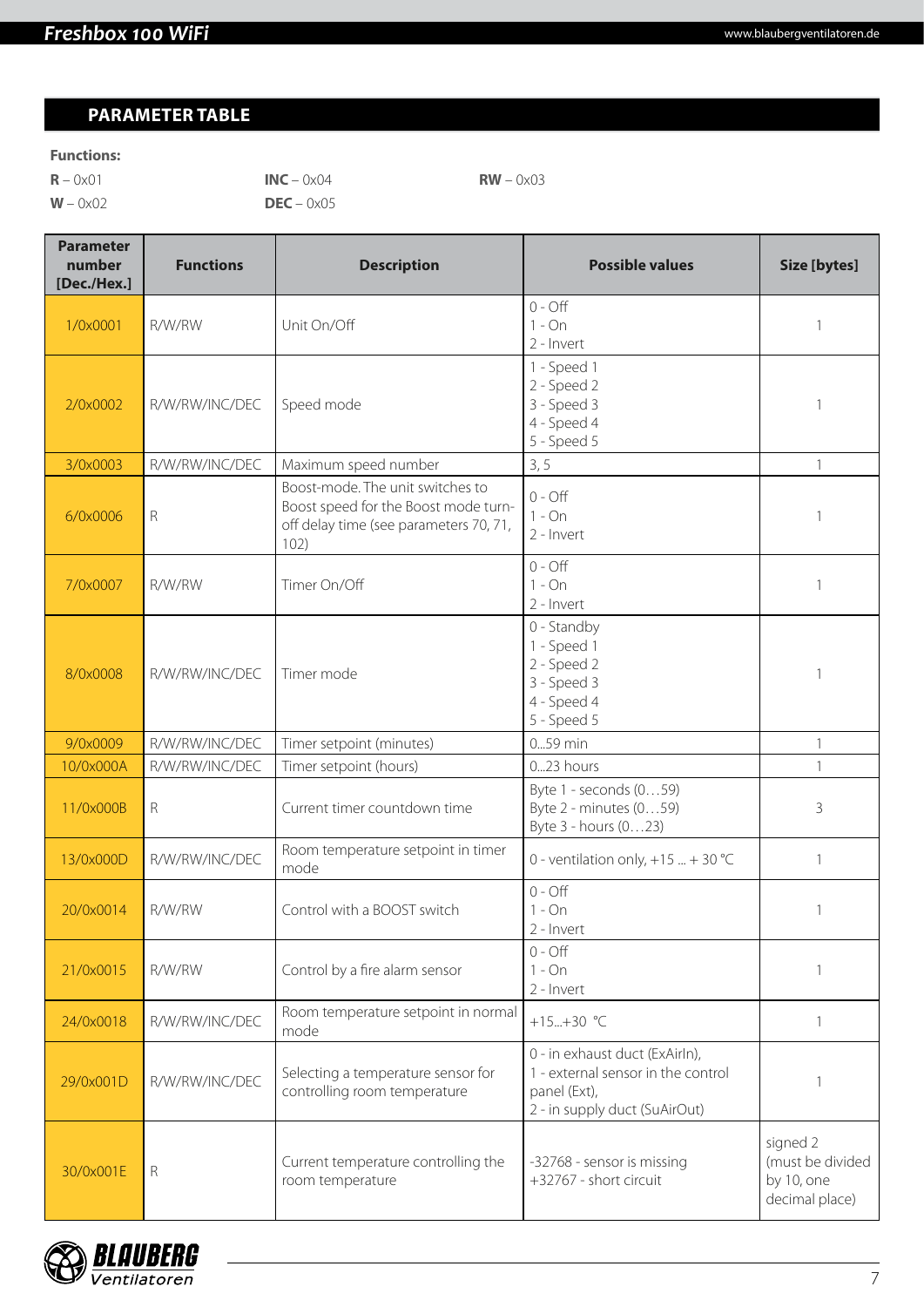## PARAMETER TABLE

**Functions:**

**R** – 0x01 **INC** – 0x04 **RW** – 0x03
**W** – 0x02 **DEC** – 0x05

| Parameter number [Dec./Hex.] | Functions | Description | Possible values | Size [bytes] |
|---|---|---|---|---|
| 1/0x0001 | R/W/RW | Unit On/Off | 0 - Off<br>1 - On<br>2 - Invert | 1 |
| 2/0x0002 | R/W/RW/INC/DEC | Speed mode | 1 - Speed 1<br>2 - Speed 2<br>3 - Speed 3<br>4 - Speed 4<br>5 - Speed 5 | 1 |
| 3/0x0003 | R/W/RW/INC/DEC | Maximum speed number | 3, 5 | 1 |
| 6/0x0006 | R | Boost-mode. The unit switches to Boost speed for the Boost mode turn-off delay time (see parameters 70, 71, 102) | 0 - Off<br>1 - On<br>2 - Invert | 1 |
| 7/0x0007 | R/W/RW | Timer On/Off | 0 - Off<br>1 - On<br>2 - Invert | 1 |
| 8/0x0008 | R/W/RW/INC/DEC | Timer mode | 0 - Standby<br>1 - Speed 1<br>2 - Speed 2<br>3 - Speed 3<br>4 - Speed 4<br>5 - Speed 5 | 1 |
| 9/0x0009 | R/W/RW/INC/DEC | Timer setpoint (minutes) | 0...59 min | 1 |
| 10/0x000A | R/W/RW/INC/DEC | Timer setpoint (hours) | 0...23 hours | 1 |
| 11/0x000B | R | Current timer countdown time | Byte 1 - seconds (0…59)<br>Byte 2 - minutes (0…59)<br>Byte 3 - hours (0…23) | 3 |
| 13/0x000D | R/W/RW/INC/DEC | Room temperature setpoint in timer mode | 0 - ventilation only, +15 ... + 30 °C | 1 |
| 20/0x0014 | R/W/RW | Control with a BOOST switch | 0 - Off<br>1 - On<br>2 - Invert | 1 |
| 21/0x0015 | R/W/RW | Control by a fire alarm sensor | 0 - Off<br>1 - On<br>2 - Invert | 1 |
| 24/0x0018 | R/W/RW/INC/DEC | Room temperature setpoint in normal mode | +15...+30 °C | 1 |
| 29/0x001D | R/W/RW/INC/DEC | Selecting a temperature sensor for controlling room temperature | 0 - in exhaust duct (ExAirIn),<br>1 - external sensor in the control panel (Ext),<br>2 - in supply duct (SuAirOut) | 1 |
| 30/0x001E | R | Current temperature controlling the room temperature | -32768 - sensor is missing<br>+32767 - short circuit | signed 2 (must be divided by 10, one decimal place) |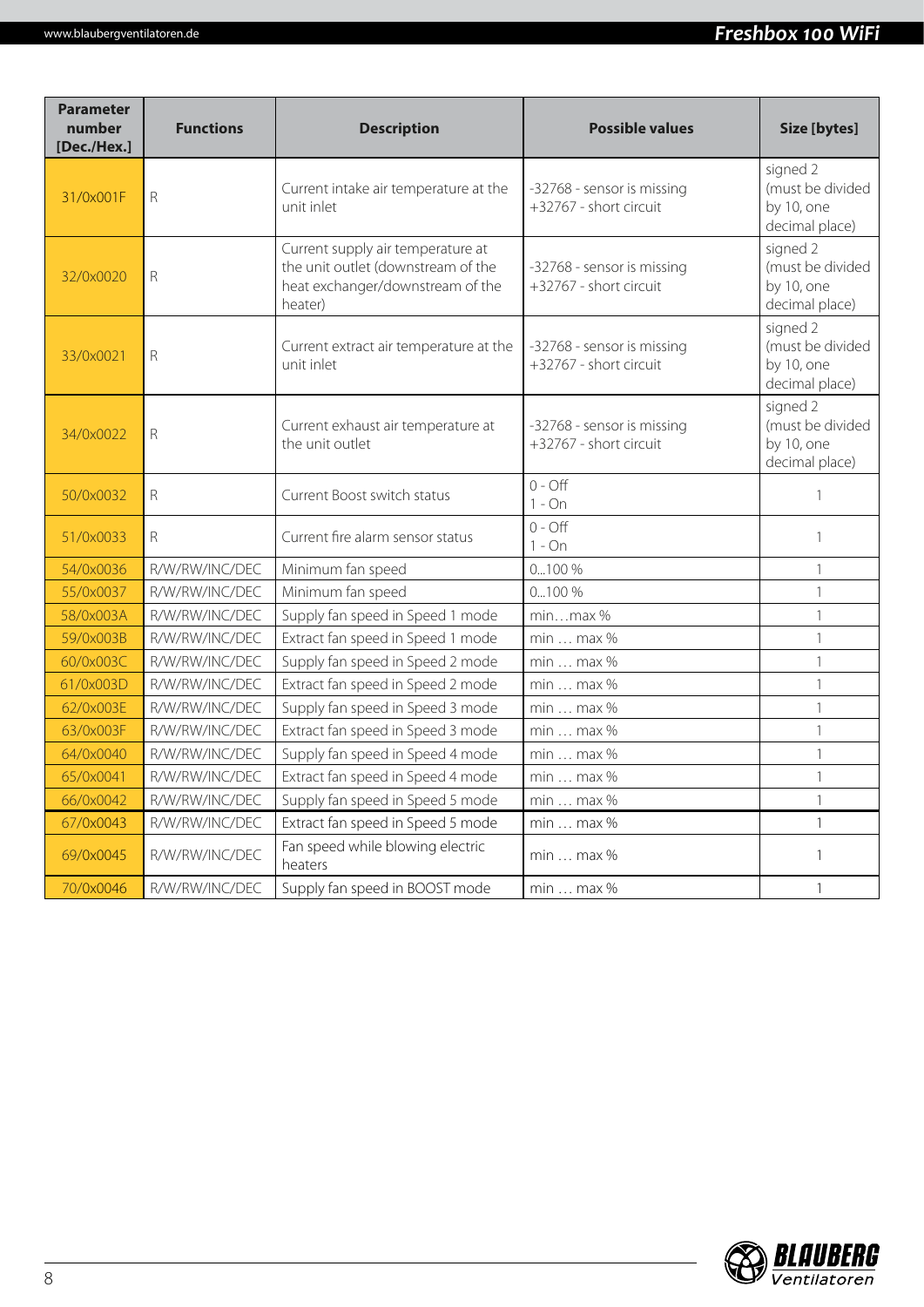| Parameter number [Dec./Hex.] | Functions | Description | Possible values | Size [bytes] |
|---|---|---|---|---|
| 31/0x001F | R | Current intake air temperature at the unit inlet | -32768 - sensor is missing<br>+32767 - short circuit | signed 2 (must be divided by 10, one decimal place) |
| 32/0x0020 | R | Current supply air temperature at the unit outlet (downstream of the heat exchanger/downstream of the heater) | -32768 - sensor is missing<br>+32767 - short circuit | signed 2 (must be divided by 10, one decimal place) |
| 33/0x0021 | R | Current extract air temperature at the unit inlet | -32768 - sensor is missing<br>+32767 - short circuit | signed 2 (must be divided by 10, one decimal place) |
| 34/0x0022 | R | Current exhaust air temperature at the unit outlet | -32768 - sensor is missing<br>+32767 - short circuit | signed 2 (must be divided by 10, one decimal place) |
| 50/0x0032 | R | Current Boost switch status | 0 - Off<br>1 - On | 1 |
| 51/0x0033 | R | Current fire alarm sensor status | 0 - Off<br>1 - On | 1 |
| 54/0x0036 | R/W/RW/INC/DEC | Minimum fan speed | 0...100 % | 1 |
| 55/0x0037 | R/W/RW/INC/DEC | Minimum fan speed | 0...100 % | 1 |
| 58/0x003A | R/W/RW/INC/DEC | Supply fan speed in Speed 1 mode | min…max % | 1 |
| 59/0x003B | R/W/RW/INC/DEC | Extract fan speed in Speed 1 mode | min … max % | 1 |
| 60/0x003C | R/W/RW/INC/DEC | Supply fan speed in Speed 2 mode | min … max % | 1 |
| 61/0x003D | R/W/RW/INC/DEC | Extract fan speed in Speed 2 mode | min … max % | 1 |
| 62/0x003E | R/W/RW/INC/DEC | Supply fan speed in Speed 3 mode | min … max % | 1 |
| 63/0x003F | R/W/RW/INC/DEC | Extract fan speed in Speed 3 mode | min … max % | 1 |
| 64/0x0040 | R/W/RW/INC/DEC | Supply fan speed in Speed 4 mode | min … max % | 1 |
| 65/0x0041 | R/W/RW/INC/DEC | Extract fan speed in Speed 4 mode | min … max % | 1 |
| 66/0x0042 | R/W/RW/INC/DEC | Supply fan speed in Speed 5 mode | min … max % | 1 |
| 67/0x0043 | R/W/RW/INC/DEC | Extract fan speed in Speed 5 mode | min … max % | 1 |
| 69/0x0045 | R/W/RW/INC/DEC | Fan speed while blowing electric heaters | min … max % | 1 |
| 70/0x0046 | R/W/RW/INC/DEC | Supply fan speed in BOOST mode | min … max % | 1 |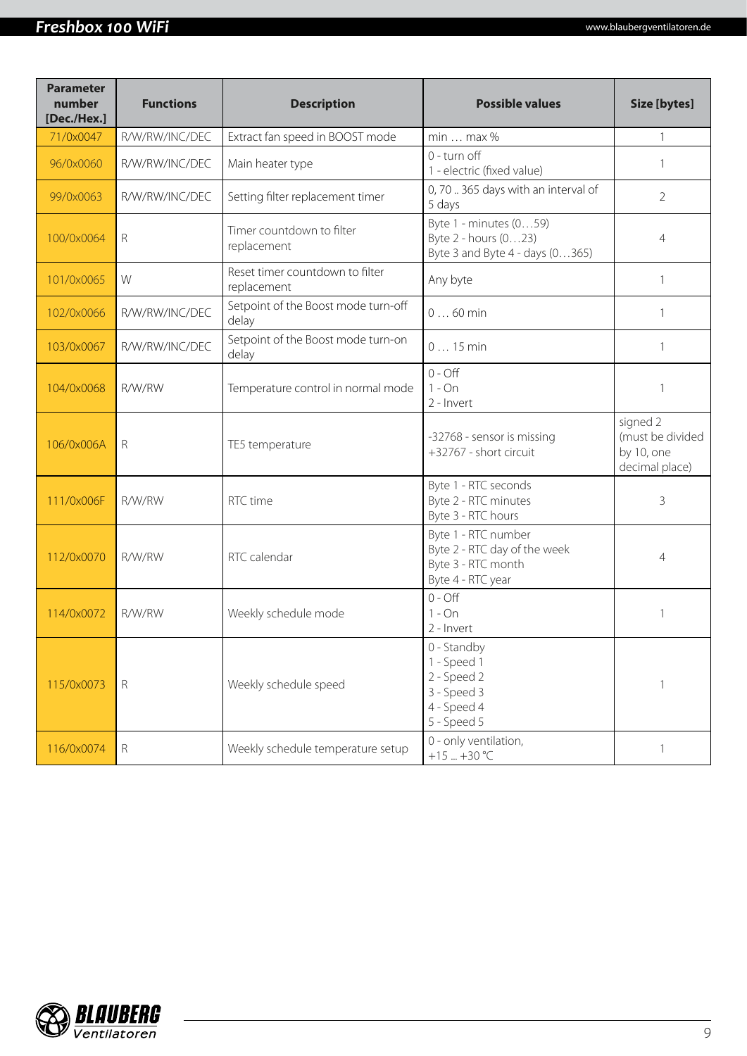| Parameter number [Dec./Hex.] | Functions | Description | Possible values | Size [bytes] |
|---|---|---|---|---|
| 71/0x0047 | R/W/RW/INC/DEC | Extract fan speed in BOOST mode | min … max % | 1 |
| 96/0x0060 | R/W/RW/INC/DEC | Main heater type | 0 - turn off<br>1 - electric (fixed value) | 1 |
| 99/0x0063 | R/W/RW/INC/DEC | Setting filter replacement timer | 0, 70 .. 365 days with an interval of 5 days | 2 |
| 100/0x0064 | R | Timer countdown to filter replacement | Byte 1 - minutes (0…59)<br>Byte 2 - hours (0…23)<br>Byte 3 and Byte 4 - days (0…365) | 4 |
| 101/0x0065 | W | Reset timer countdown to filter replacement | Any byte | 1 |
| 102/0x0066 | R/W/RW/INC/DEC | Setpoint of the Boost mode turn-off delay | 0 … 60 min | 1 |
| 103/0x0067 | R/W/RW/INC/DEC | Setpoint of the Boost mode turn-on delay | 0 … 15 min | 1 |
| 104/0x0068 | R/W/RW | Temperature control in normal mode | 0 - Off<br>1 - On<br>2 - Invert | 1 |
| 106/0x006A | R | TE5 temperature | -32768 - sensor is missing<br>+32767 - short circuit | signed 2 (must be divided by 10, one decimal place) |
| 111/0x006F | R/W/RW | RTC time | Byte 1 - RTC seconds<br>Byte 2 - RTC minutes<br>Byte 3 - RTC hours | 3 |
| 112/0x0070 | R/W/RW | RTC calendar | Byte 1 - RTC number<br>Byte 2 - RTC day of the week<br>Byte 3 - RTC month<br>Byte 4 - RTC year | 4 |
| 114/0x0072 | R/W/RW | Weekly schedule mode | 0 - Off<br>1 - On<br>2 - Invert | 1 |
| 115/0x0073 | R | Weekly schedule speed | 0 - Standby<br>1 - Speed 1<br>2 - Speed 2<br>3 - Speed 3<br>4 - Speed 4<br>5 - Speed 5 | 1 |
| 116/0x0074 | R | Weekly schedule temperature setup | 0 - only ventilation,<br>+15 ... +30 °C | 1 |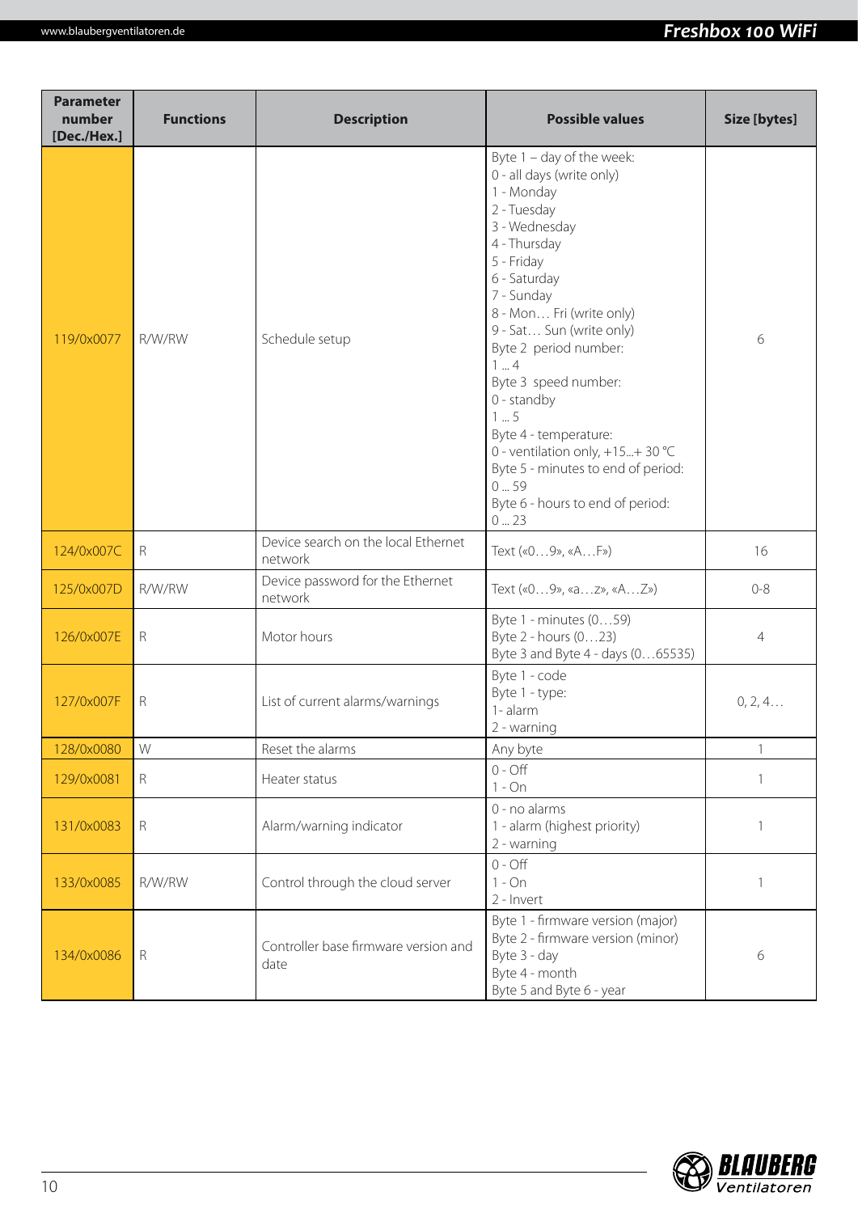| Parameter number [Dec./Hex.] | Functions | Description | Possible values | Size [bytes] |
|---|---|---|---|---|
| 119/0x0077 | R/W/RW | Schedule setup | Byte 1 – day of the week:<br>0 - all days (write only)<br>1 - Monday<br>2 - Tuesday<br>3 - Wednesday<br>4 - Thursday<br>5 - Friday<br>6 - Saturday<br>7 - Sunday<br>8 - Mon… Fri (write only)<br>9 - Sat… Sun (write only)<br>Byte 2 period number:<br>1 ... 4<br>Byte 3 speed number:<br>0 - standby<br>1 ... 5<br>Byte 4 - temperature:<br>0 - ventilation only, +15...+ 30 °C<br>Byte 5 - minutes to end of period:<br>0 ... 59<br>Byte 6 - hours to end of period:<br>0 ... 23 | 6 |
| 124/0x007C | R | Device search on the local Ethernet network | Text («0…9», «A…F») | 16 |
| 125/0x007D | R/W/RW | Device password for the Ethernet network | Text («0…9», «a…z», «A…Z») | 0-8 |
| 126/0x007E | R | Motor hours | Byte 1 - minutes (0…59)<br>Byte 2 - hours (0…23)<br>Byte 3 and Byte 4 - days (0…65535) | 4 |
| 127/0x007F | R | List of current alarms/warnings | Byte 1 - code<br>Byte 1 - type:<br>1- alarm<br>2 - warning | 0, 2, 4… |
| 128/0x0080 | W | Reset the alarms | Any byte | 1 |
| 129/0x0081 | R | Heater status | 0 - Off<br>1 - On | 1 |
| 131/0x0083 | R | Alarm/warning indicator | 0 - no alarms<br>1 - alarm (highest priority)<br>2 - warning | 1 |
| 133/0x0085 | R/W/RW | Control through the cloud server | 0 - Off<br>1 - On<br>2 - Invert | 1 |
| 134/0x0086 | R | Controller base firmware version and date | Byte 1 - firmware version (major)<br>Byte 2 - firmware version (minor)<br>Byte 3 - day<br>Byte 4 - month<br>Byte 5 and Byte 6 - year | 6 |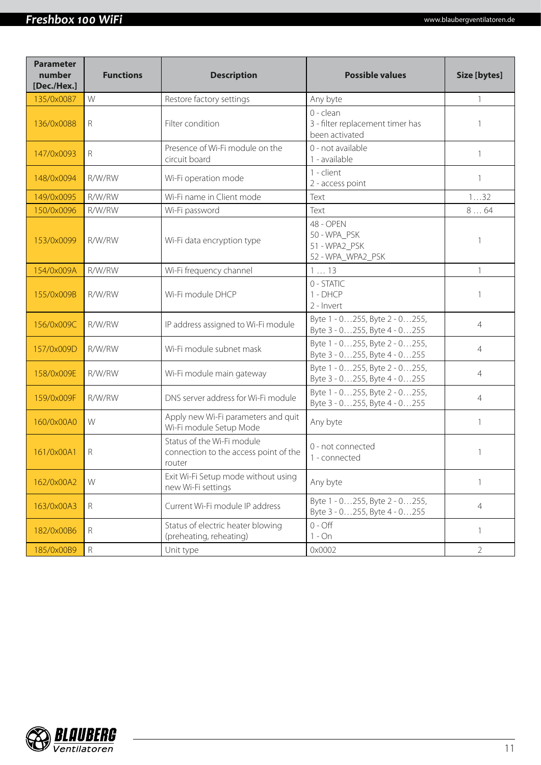| Parameter number [Dec./Hex.] | Functions | Description | Possible values | Size [bytes] |
|---|---|---|---|---|
| 135/0x0087 | W | Restore factory settings | Any byte | 1 |
| 136/0x0088 | R | Filter condition | 0 - clean<br>3 - filter replacement timer has been activated | 1 |
| 147/0x0093 | R | Presence of Wi-Fi module on the circuit board | 0 - not available<br>1 - available | 1 |
| 148/0x0094 | R/W/RW | Wi-Fi operation mode | 1 - client<br>2 - access point | 1 |
| 149/0x0095 | R/W/RW | Wi-Fi name in Client mode | Text | 1…32 |
| 150/0x0096 | R/W/RW | Wi-Fi password | Text | 8 … 64 |
| 153/0x0099 | R/W/RW | Wi-Fi data encryption type | 48 - OPEN<br>50 - WPA_PSK<br>51 - WPA2_PSK<br>52 - WPA_WPA2_PSK | 1 |
| 154/0x009A | R/W/RW | Wi-Fi frequency channel | 1 … 13 | 1 |
| 155/0x009B | R/W/RW | Wi-Fi module DHCP | 0 - STATIC<br>1 - DHCP<br>2 - Invert | 1 |
| 156/0x009C | R/W/RW | IP address assigned to Wi-Fi module | Byte 1 - 0…255, Byte 2 - 0…255, Byte 3 - 0…255, Byte 4 - 0…255 | 4 |
| 157/0x009D | R/W/RW | Wi-Fi module subnet mask | Byte 1 - 0…255, Byte 2 - 0…255, Byte 3 - 0…255, Byte 4 - 0…255 | 4 |
| 158/0x009E | R/W/RW | Wi-Fi module main gateway | Byte 1 - 0…255, Byte 2 - 0…255, Byte 3 - 0…255, Byte 4 - 0…255 | 4 |
| 159/0x009F | R/W/RW | DNS server address for Wi-Fi module | Byte 1 - 0…255, Byte 2 - 0…255, Byte 3 - 0…255, Byte 4 - 0…255 | 4 |
| 160/0x00A0 | W | Apply new Wi-Fi parameters and quit Wi-Fi module Setup Mode | Any byte | 1 |
| 161/0x00A1 | R | Status of the Wi-Fi module connection to the access point of the router | 0 - not connected<br>1 - connected | 1 |
| 162/0x00A2 | W | Exit Wi-Fi Setup mode without using new Wi-Fi settings | Any byte | 1 |
| 163/0x00A3 | R | Current Wi-Fi module IP address | Byte 1 - 0…255, Byte 2 - 0…255, Byte 3 - 0…255, Byte 4 - 0…255 | 4 |
| 182/0x00B6 | R | Status of electric heater blowing (preheating, reheating) | 0 - Off<br>1 - On | 1 |
| 185/0x00B9 | R | Unit type | 0x0002 | 2 |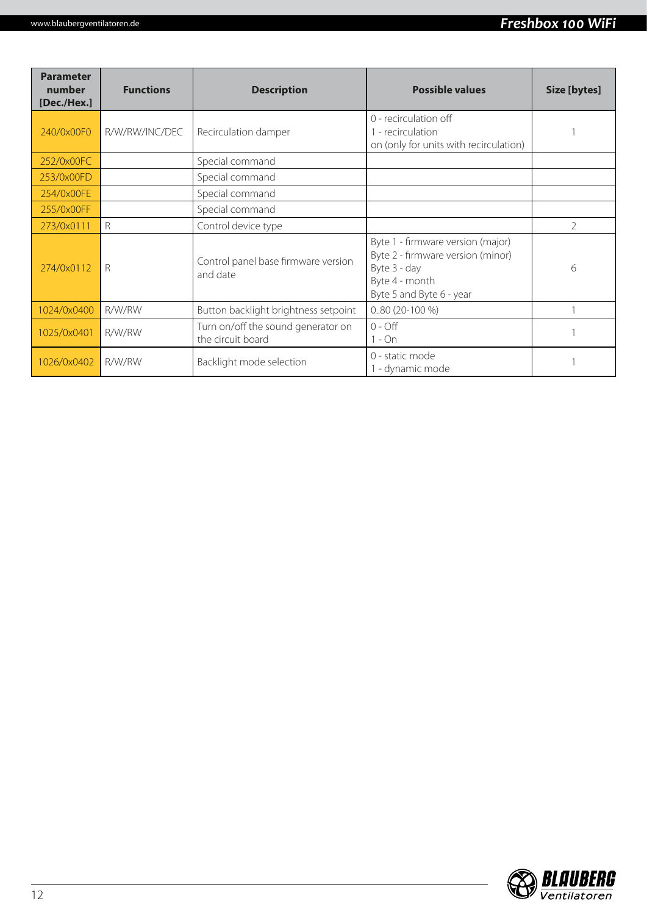| Parameter number [Dec./Hex.] | Functions | Description | Possible values | Size [bytes] |
|---|---|---|---|---|
| 240/0x00F0 | R/W/RW/INC/DEC | Recirculation damper | 0 - recirculation off<br>1 - recirculation on (only for units with recirculation) | 1 |
| 252/0x00FC | | Special command | | |
| 253/0x00FD | | Special command | | |
| 254/0x00FE | | Special command | | |
| 255/0x00FF | | Special command | | |
| 273/0x0111 | R | Control device type | | 2 |
| 274/0x0112 | R | Control panel base firmware version and date | Byte 1 - firmware version (major)<br>Byte 2 - firmware version (minor)<br>Byte 3 - day<br>Byte 4 - month<br>Byte 5 and Byte 6 - year | 6 |
| 1024/0x0400 | R/W/RW | Button backlight brightness setpoint | 0..80 (20-100 %) | 1 |
| 1025/0x0401 | R/W/RW | Turn on/off the sound generator on the circuit board | 0 - Off<br>1 - On | 1 |
| 1026/0x0402 | R/W/RW | Backlight mode selection | 0 - static mode<br>1 - dynamic mode | 1 |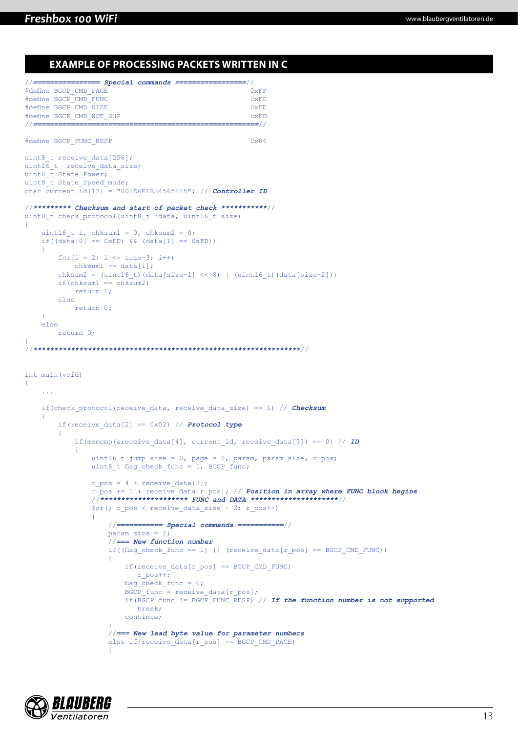## EXAMPLE OF PROCESSING PACKETS WRITTEN IN C

```
//================ Special commands =================//
#define BGCP_CMD_PAGE                                       0xFF
#define BGCP_CMD_FUNC                                       0xFC
#define BGCP_CMD_SIZE                                       0xFE
#define BGCP_CMD_NOT_SUP                                    0xFD
//=====================================================//

#define BGCP_FUNC_RESP                                      0x06

uint8_t receive_data[256];
uint16_t  receive_data_size;
uint8_t State_Power;
uint8_t State_Speed_mode;
char current_id[17] = "002D6E1B34565815"; // Controller ID

//********* Checksum and start of packet check ***********//
uint8_t check_protocol(uint8_t *data, uint16_t size)
{
    uint16_t i, chksum1 = 0, chksum2 = 0;
    if((data[0] == 0xFD) && (data[1] == 0xFD))
    {
        for(i = 2; i <= size-3; i++)
            chksum1 += data[i];
        chksum2 = (uint16_t)(data[size-1] << 8) | (uint16_t)(data[size-2]);
        if(chksum1 == chksum2)
            return 1;
        else
            return 0;
    }
    else
        return 0;
}
//****************************************************************//


int main(void)
{
    ...

    if(check_protocol(receive_data, receive_data_size) == 1) // Checksum
    {
        if(receive_data[2] == 0x02) // Protocol type
        {
            if(memcmp(&receive_data[4], current_id, receive_data[3]) == 0) // ID
            {
                uint16_t jump_size = 0, page = 0, param, param_size, r_pos;
                uint8_t flag_check_func = 1, BGCP_func;

                r_pos = 4 + receive_data[3];
                r_pos += 1 + receive_data[r_pos]; // Position in array where FUNC block begins
                //******************** FUNC and DATA ********************//
                for(; r_pos < receive_data_size - 2; r_pos++)
                {
                    //=========== Special commands ===========//
                    param_size = 1;
                    //=== New function number
                    if((flag_check_func == 1) || (receive_data[r_pos] == BGCP_CMD_FUNC))
                    {
                        if(receive_data[r_pos] == BGCP_CMD_FUNC)
                          r_pos++;
                        flag_check_func = 0;
                        BGCP_func = receive_data[r_pos];
                        if(BGCP_func != BGCP_FUNC_RESP) // If the function number is not supported
                          break;
                        continue;
                    }
                    //=== New lead byte value for parameter numbers
                    else if(receive_data[r_pos] == BGCP_CMD_PAGE)
                    {
```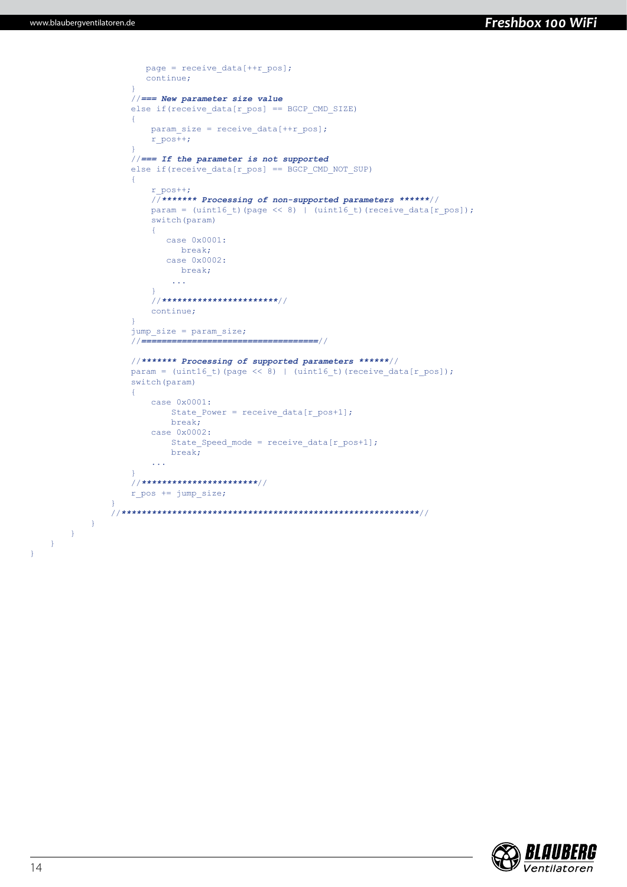```
                    page = receive_data[++r_pos];
                    continue;
                }
                //=== New parameter size value
                else if(receive_data[r_pos] == BGCP_CMD_SIZE)
                {
                    param_size = receive_data[++r_pos];
                    r_pos++;
                }
                //=== If the parameter is not supported
                else if(receive_data[r_pos] == BGCP_CMD_NOT_SUP)
                {
                    r_pos++;
                    //******* Processing of non-supported parameters ******//
                    param = (uint16_t)(page << 8) | (uint16_t)(receive_data[r_pos]);
                    switch(param)
                    {
                      case 0x0001:
                         break;
                      case 0x0002:
                         break;
                       ...
                    }
                    //**********************//
                    continue;
                }
                jump_size = param_size;
                //==================================//

                //******* Processing of supported parameters ******//
                param = (uint16_t)(page << 8) | (uint16_t)(receive_data[r_pos]);
                switch(param)
                {
                    case 0x0001:
                        State_Power = receive_data[r_pos+1];
                        break;
                    case 0x0002:
                        State_Speed_mode = receive_data[r_pos+1];
                        break;
                    ...
                }
                //**********************//
                r_pos += jump_size;
            }
            //************************************************************//
        }
    }
  }
}
```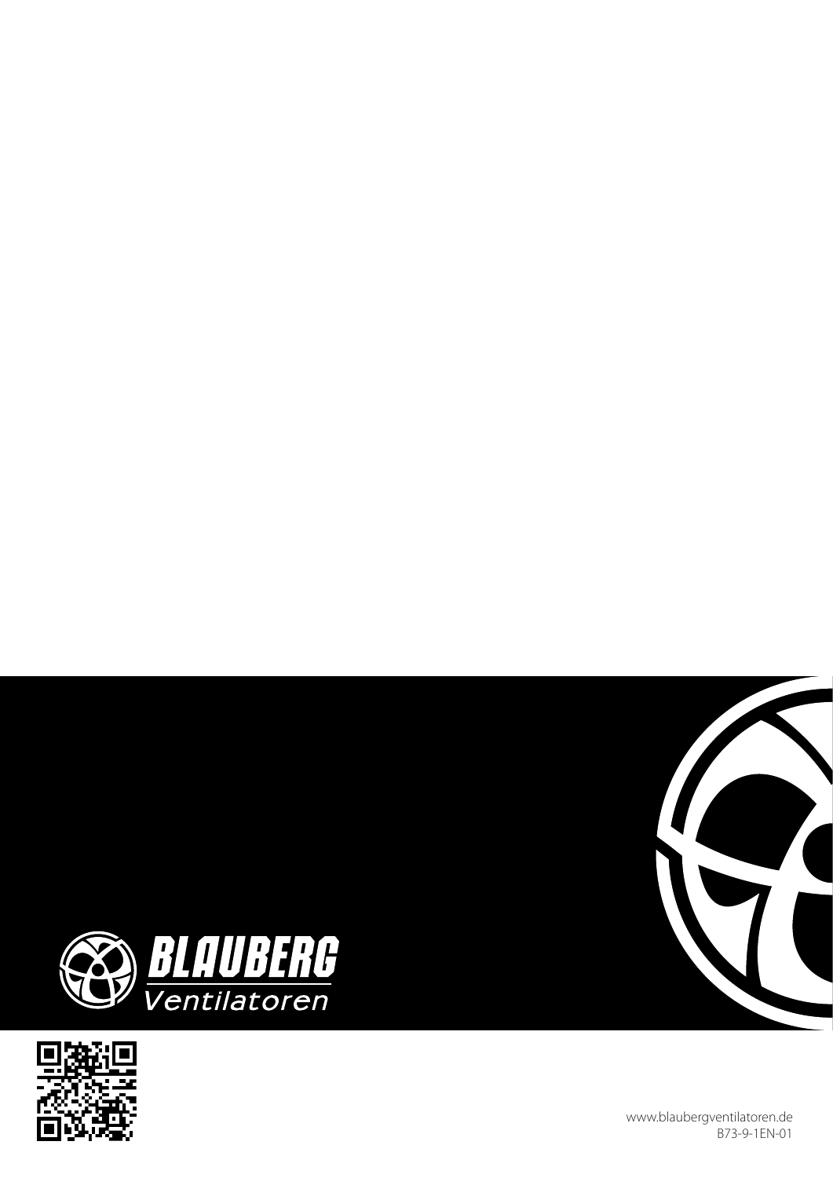BLAUBERG
Ventilatoren

www.blaubergventilatoren.de
B73-9-1EN-01